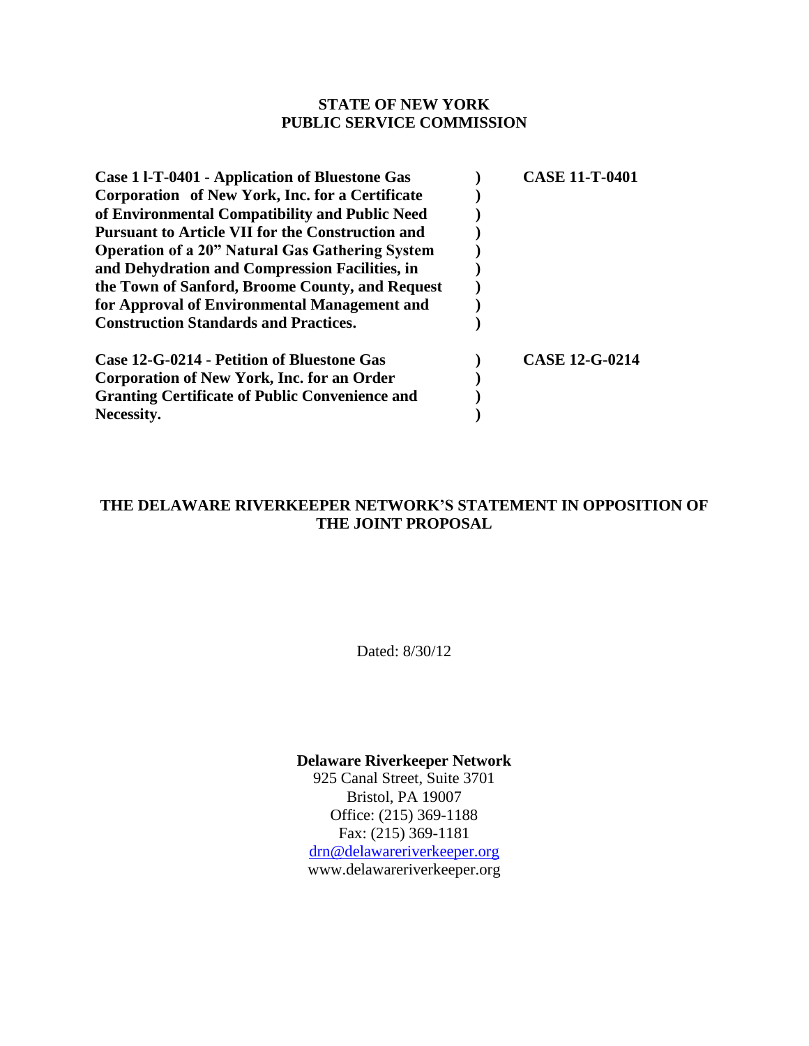**STATE OF NEW YORK**
**PUBLIC SERVICE COMMISSION**

| | | |
|---|---|---|
| **Case 1 l-T-0401 - Application of Bluestone Gas Corporation of New York, Inc. for a Certificate of Environmental Compatibility and Public Need Pursuant to Article VII for the Construction and Operation of a 20" Natural Gas Gathering System and Dehydration and Compression Facilities, in the Town of Sanford, Broome County, and Request for Approval of Environmental Management and Construction Standards and Practices.** | **)** | **CASE 11-T-0401** |
| **Case 12-G-0214 - Petition of Bluestone Gas Corporation of New York, Inc. for an Order Granting Certificate of Public Convenience and Necessity.** | **)** | **CASE 12-G-0214** |

**THE DELAWARE RIVERKEEPER NETWORK'S STATEMENT IN OPPOSITION OF THE JOINT PROPOSAL**

Dated: 8/30/12

**Delaware Riverkeeper Network**
925 Canal Street, Suite 3701
Bristol, PA 19007
Office: (215) 369-1188
Fax: (215) 369-1181
drn@delawareriverkeeper.org
www.delawareriverkeeper.org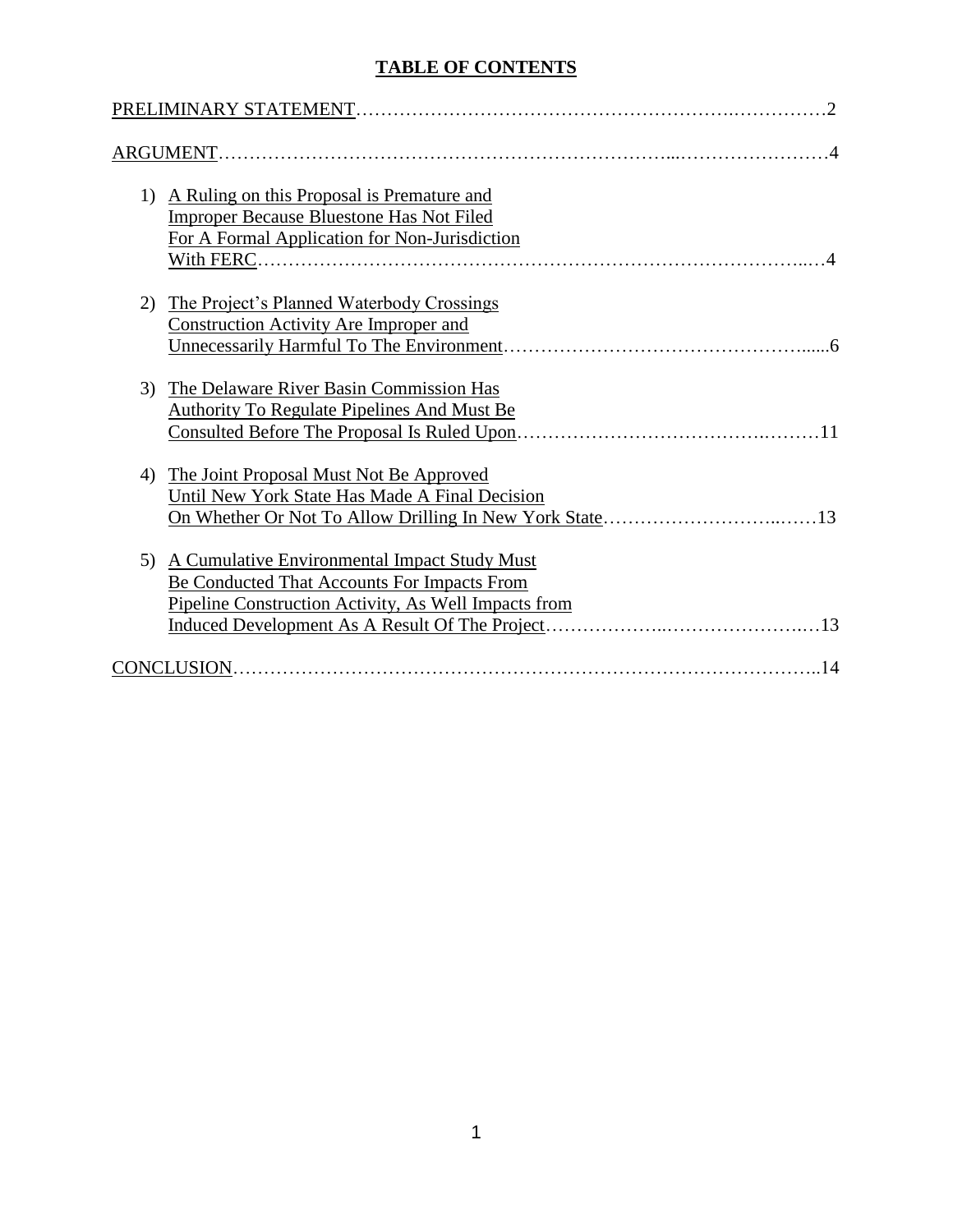# TABLE OF CONTENTS

PRELIMINARY STATEMENT……………………………………………………….……………2

ARGUMENT…………………………………………………………….....……………………4

1) A Ruling on this Proposal is Premature and Improper Because Bluestone Has Not Filed For A Formal Application for Non-Jurisdiction With FERC………………………………………………………………………..…4

2) The Project's Planned Waterbody Crossings Construction Activity Are Improper and Unnecessarily Harmful To The Environment…………………………………………......6

3) The Delaware River Basin Commission Has Authority To Regulate Pipelines And Must Be Consulted Before The Proposal Is Ruled Upon………………………………….………11

4) The Joint Proposal Must Not Be Approved Until New York State Has Made A Final Decision On Whether Or Not To Allow Drilling In New York State…………………………..……13

5) A Cumulative Environmental Impact Study Must Be Conducted That Accounts For Impacts From Pipeline Construction Activity, As Well Impacts from Induced Development As A Result Of The Project………………..…………………..…13

CONCLUSION……………………………………………………………………………..14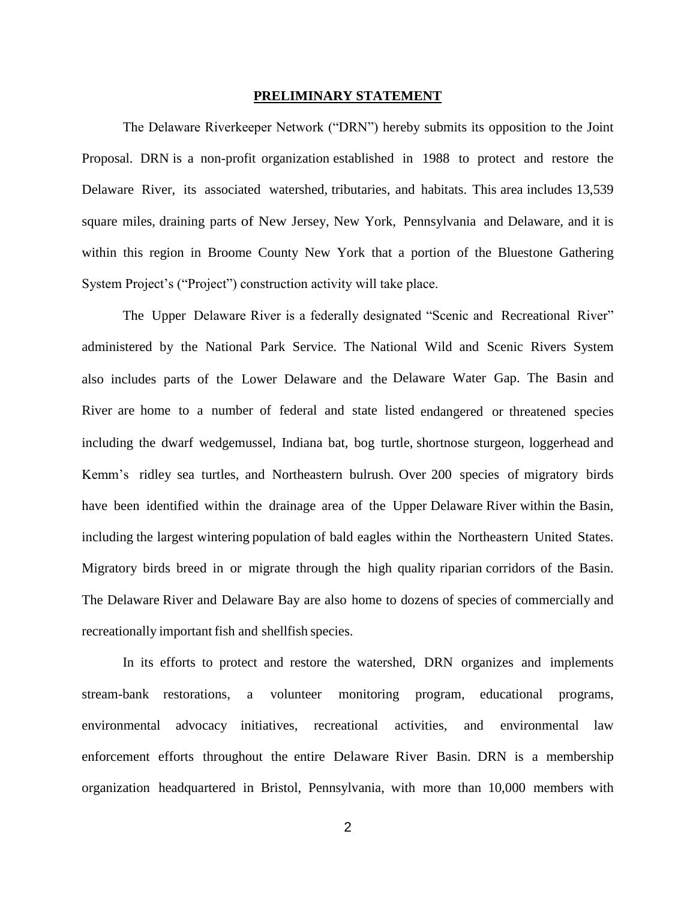## PRELIMINARY STATEMENT

The Delaware Riverkeeper Network ("DRN") hereby submits its opposition to the Joint Proposal. DRN is a non-profit organization established in 1988 to protect and restore the Delaware River, its associated watershed, tributaries, and habitats. This area includes 13,539 square miles, draining parts of New Jersey, New York, Pennsylvania and Delaware, and it is within this region in Broome County New York that a portion of the Bluestone Gathering System Project's ("Project") construction activity will take place.

The Upper Delaware River is a federally designated "Scenic and Recreational River" administered by the National Park Service. The National Wild and Scenic Rivers System also includes parts of the Lower Delaware and the Delaware Water Gap. The Basin and River are home to a number of federal and state listed endangered or threatened species including the dwarf wedgemussel, Indiana bat, bog turtle, shortnose sturgeon, loggerhead and Kemm's ridley sea turtles, and Northeastern bulrush. Over 200 species of migratory birds have been identified within the drainage area of the Upper Delaware River within the Basin, including the largest wintering population of bald eagles within the Northeastern United States. Migratory birds breed in or migrate through the high quality riparian corridors of the Basin. The Delaware River and Delaware Bay are also home to dozens of species of commercially and recreationally important fish and shellfish species.

In its efforts to protect and restore the watershed, DRN organizes and implements stream-bank restorations, a volunteer monitoring program, educational programs, environmental advocacy initiatives, recreational activities, and environmental law enforcement efforts throughout the entire Delaware River Basin. DRN is a membership organization headquartered in Bristol, Pennsylvania, with more than 10,000 members with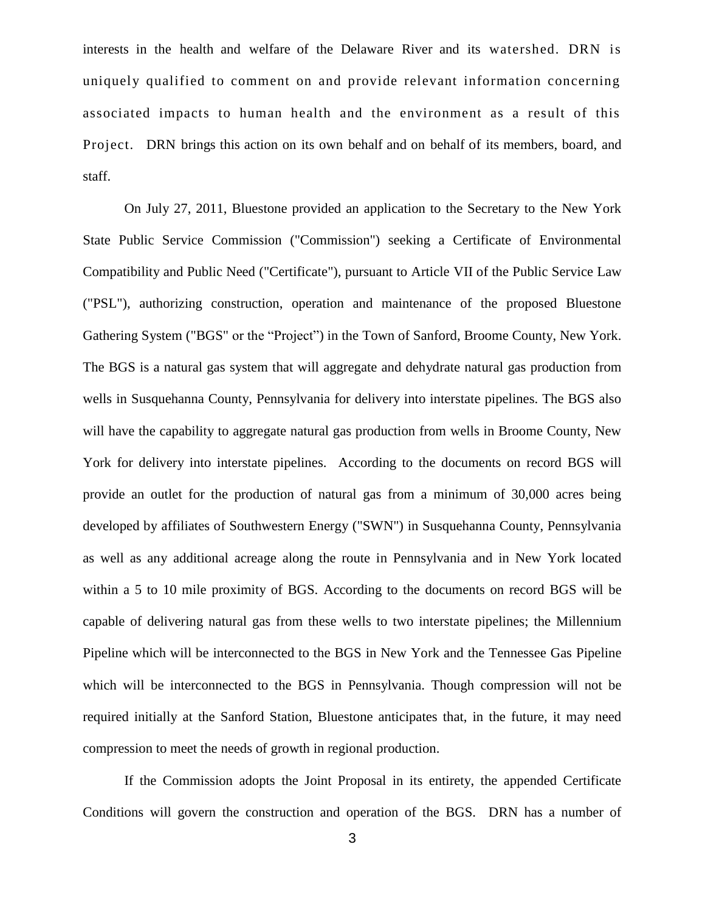interests in the health and welfare of the Delaware River and its watershed. DRN is uniquely qualified to comment on and provide relevant information concerning associated impacts to human health and the environment as a result of this Project. DRN brings this action on its own behalf and on behalf of its members, board, and staff.

On July 27, 2011, Bluestone provided an application to the Secretary to the New York State Public Service Commission ("Commission") seeking a Certificate of Environmental Compatibility and Public Need ("Certificate"), pursuant to Article VII of the Public Service Law ("PSL"), authorizing construction, operation and maintenance of the proposed Bluestone Gathering System ("BGS" or the "Project") in the Town of Sanford, Broome County, New York. The BGS is a natural gas system that will aggregate and dehydrate natural gas production from wells in Susquehanna County, Pennsylvania for delivery into interstate pipelines. The BGS also will have the capability to aggregate natural gas production from wells in Broome County, New York for delivery into interstate pipelines. According to the documents on record BGS will provide an outlet for the production of natural gas from a minimum of 30,000 acres being developed by affiliates of Southwestern Energy ("SWN") in Susquehanna County, Pennsylvania as well as any additional acreage along the route in Pennsylvania and in New York located within a 5 to 10 mile proximity of BGS. According to the documents on record BGS will be capable of delivering natural gas from these wells to two interstate pipelines; the Millennium Pipeline which will be interconnected to the BGS in New York and the Tennessee Gas Pipeline which will be interconnected to the BGS in Pennsylvania. Though compression will not be required initially at the Sanford Station, Bluestone anticipates that, in the future, it may need compression to meet the needs of growth in regional production.

If the Commission adopts the Joint Proposal in its entirety, the appended Certificate Conditions will govern the construction and operation of the BGS. DRN has a number of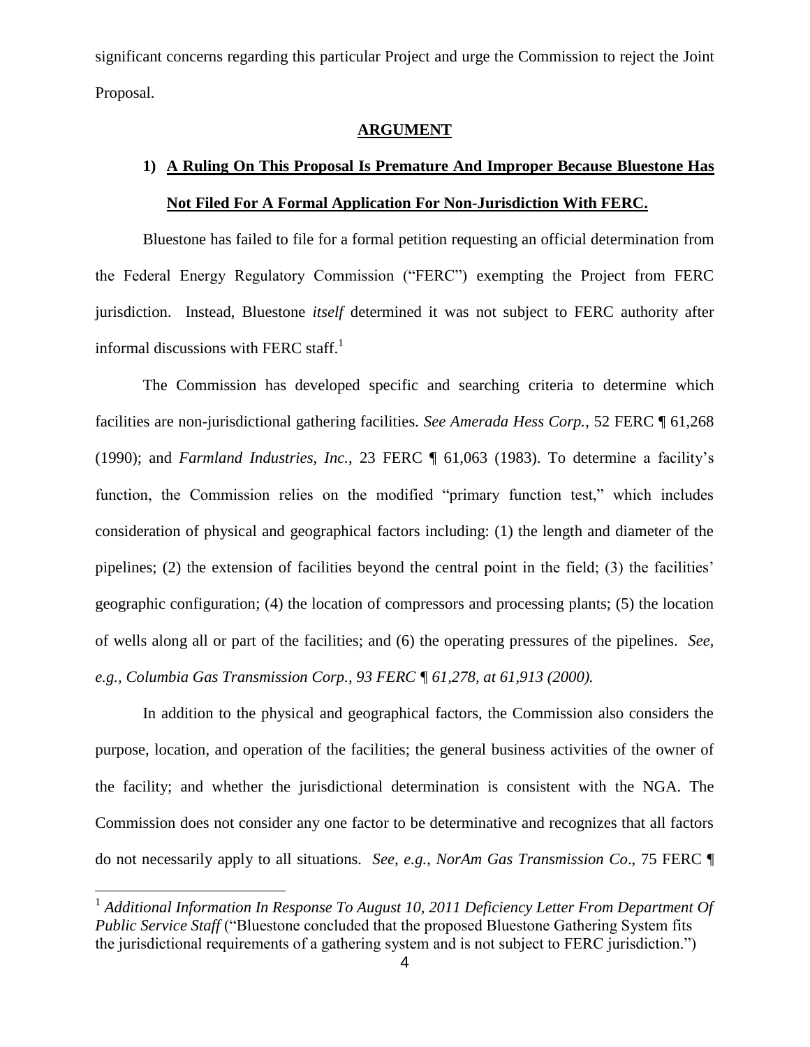significant concerns regarding this particular Project and urge the Commission to reject the Joint Proposal.

## ARGUMENT

### 1) A Ruling On This Proposal Is Premature And Improper Because Bluestone Has Not Filed For A Formal Application For Non-Jurisdiction With FERC.

Bluestone has failed to file for a formal petition requesting an official determination from the Federal Energy Regulatory Commission ("FERC") exempting the Project from FERC jurisdiction. Instead, Bluestone *itself* determined it was not subject to FERC authority after informal discussions with FERC staff.[1]

The Commission has developed specific and searching criteria to determine which facilities are non-jurisdictional gathering facilities. *See Amerada Hess Corp.*, 52 FERC ¶ 61,268 (1990); and *Farmland Industries, Inc.*, 23 FERC ¶ 61,063 (1983). To determine a facility's function, the Commission relies on the modified "primary function test," which includes consideration of physical and geographical factors including: (1) the length and diameter of the pipelines; (2) the extension of facilities beyond the central point in the field; (3) the facilities' geographic configuration; (4) the location of compressors and processing plants; (5) the location of wells along all or part of the facilities; and (6) the operating pressures of the pipelines. *See, e.g., Columbia Gas Transmission Corp., 93 FERC ¶ 61,278, at 61,913 (2000).*

In addition to the physical and geographical factors, the Commission also considers the purpose, location, and operation of the facilities; the general business activities of the owner of the facility; and whether the jurisdictional determination is consistent with the NGA. The Commission does not consider any one factor to be determinative and recognizes that all factors do not necessarily apply to all situations. *See, e.g., NorAm Gas Transmission Co*., 75 FERC ¶

[1] *Additional Information In Response To August 10, 2011 Deficiency Letter From Department Of Public Service Staff* ("Bluestone concluded that the proposed Bluestone Gathering System fits the jurisdictional requirements of a gathering system and is not subject to FERC jurisdiction.")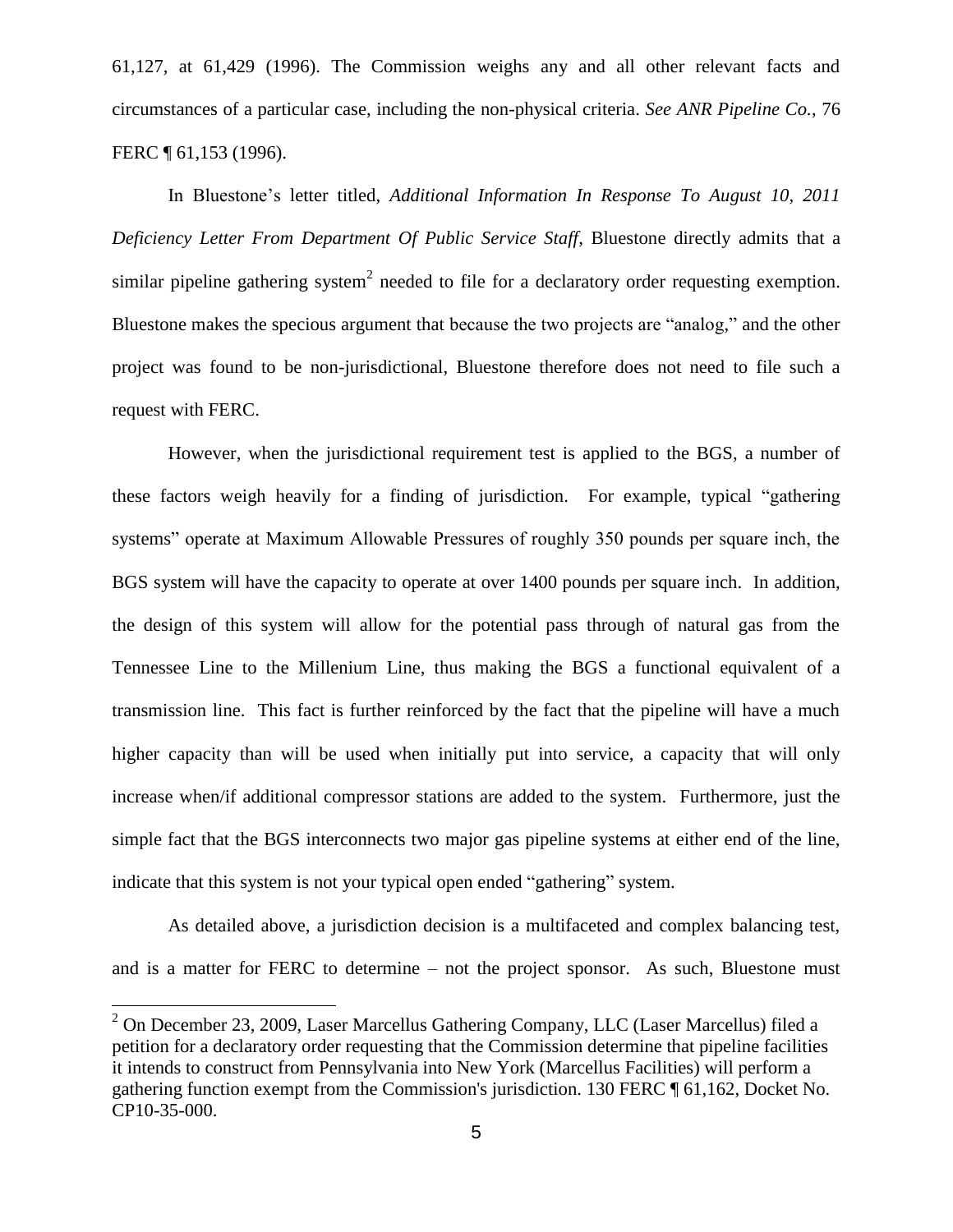61,127, at 61,429 (1996). The Commission weighs any and all other relevant facts and circumstances of a particular case, including the non-physical criteria. *See ANR Pipeline Co.*, 76 FERC ¶ 61,153 (1996).

In Bluestone's letter titled, *Additional Information In Response To August 10, 2011 Deficiency Letter From Department Of Public Service Staff*, Bluestone directly admits that a similar pipeline gathering system[2] needed to file for a declaratory order requesting exemption. Bluestone makes the specious argument that because the two projects are "analog," and the other project was found to be non-jurisdictional, Bluestone therefore does not need to file such a request with FERC.

However, when the jurisdictional requirement test is applied to the BGS, a number of these factors weigh heavily for a finding of jurisdiction. For example, typical "gathering systems" operate at Maximum Allowable Pressures of roughly 350 pounds per square inch, the BGS system will have the capacity to operate at over 1400 pounds per square inch. In addition, the design of this system will allow for the potential pass through of natural gas from the Tennessee Line to the Millenium Line, thus making the BGS a functional equivalent of a transmission line. This fact is further reinforced by the fact that the pipeline will have a much higher capacity than will be used when initially put into service, a capacity that will only increase when/if additional compressor stations are added to the system. Furthermore, just the simple fact that the BGS interconnects two major gas pipeline systems at either end of the line, indicate that this system is not your typical open ended "gathering" system.

As detailed above, a jurisdiction decision is a multifaceted and complex balancing test, and is a matter for FERC to determine – not the project sponsor. As such, Bluestone must

[2] On December 23, 2009, Laser Marcellus Gathering Company, LLC (Laser Marcellus) filed a petition for a declaratory order requesting that the Commission determine that pipeline facilities it intends to construct from Pennsylvania into New York (Marcellus Facilities) will perform a gathering function exempt from the Commission's jurisdiction. 130 FERC ¶ 61,162, Docket No. CP10-35-000.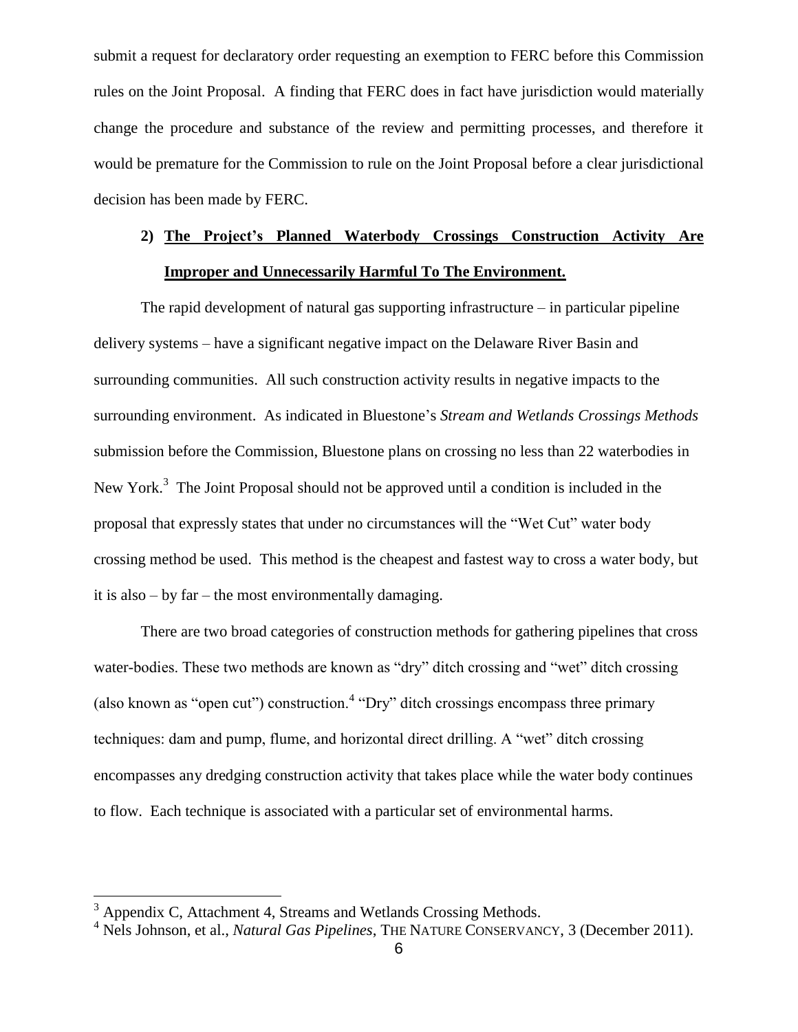submit a request for declaratory order requesting an exemption to FERC before this Commission rules on the Joint Proposal. A finding that FERC does in fact have jurisdiction would materially change the procedure and substance of the review and permitting processes, and therefore it would be premature for the Commission to rule on the Joint Proposal before a clear jurisdictional decision has been made by FERC.

**2) <u>The Project's Planned Waterbody Crossings Construction Activity Are Improper and Unnecessarily Harmful To The Environment.</u>**

The rapid development of natural gas supporting infrastructure – in particular pipeline delivery systems – have a significant negative impact on the Delaware River Basin and surrounding communities. All such construction activity results in negative impacts to the surrounding environment. As indicated in Bluestone's *Stream and Wetlands Crossings Methods* submission before the Commission, Bluestone plans on crossing no less than 22 waterbodies in New York.[3] The Joint Proposal should not be approved until a condition is included in the proposal that expressly states that under no circumstances will the "Wet Cut" water body crossing method be used. This method is the cheapest and fastest way to cross a water body, but it is also – by far – the most environmentally damaging.

There are two broad categories of construction methods for gathering pipelines that cross water-bodies. These two methods are known as "dry" ditch crossing and "wet" ditch crossing (also known as "open cut") construction.[4] "Dry" ditch crossings encompass three primary techniques: dam and pump, flume, and horizontal direct drilling. A "wet" ditch crossing encompasses any dredging construction activity that takes place while the water body continues to flow. Each technique is associated with a particular set of environmental harms.

---

[3] Appendix C, Attachment 4, Streams and Wetlands Crossing Methods.

[4] Nels Johnson, et al., *Natural Gas Pipelines*, THE NATURE CONSERVANCY, 3 (December 2011).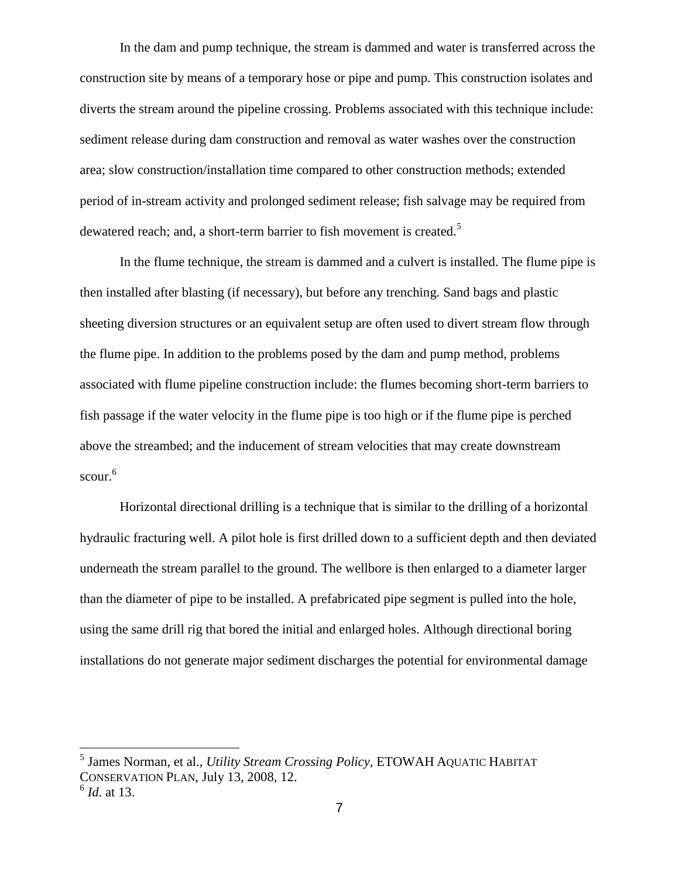In the dam and pump technique, the stream is dammed and water is transferred across the construction site by means of a temporary hose or pipe and pump. This construction isolates and diverts the stream around the pipeline crossing. Problems associated with this technique include: sediment release during dam construction and removal as water washes over the construction area; slow construction/installation time compared to other construction methods; extended period of in-stream activity and prolonged sediment release; fish salvage may be required from dewatered reach; and, a short-term barrier to fish movement is created.[5]

In the flume technique, the stream is dammed and a culvert is installed. The flume pipe is then installed after blasting (if necessary), but before any trenching. Sand bags and plastic sheeting diversion structures or an equivalent setup are often used to divert stream flow through the flume pipe. In addition to the problems posed by the dam and pump method, problems associated with flume pipeline construction include: the flumes becoming short-term barriers to fish passage if the water velocity in the flume pipe is too high or if the flume pipe is perched above the streambed; and the inducement of stream velocities that may create downstream scour.[6]

Horizontal directional drilling is a technique that is similar to the drilling of a horizontal hydraulic fracturing well. A pilot hole is first drilled down to a sufficient depth and then deviated underneath the stream parallel to the ground. The wellbore is then enlarged to a diameter larger than the diameter of pipe to be installed. A prefabricated pipe segment is pulled into the hole, using the same drill rig that bored the initial and enlarged holes. Although directional boring installations do not generate major sediment discharges the potential for environmental damage

---

[5] James Norman, et al., *Utility Stream Crossing Policy*, ETOWAH AQUATIC HABITAT CONSERVATION PLAN, July 13, 2008, 12.

[6] *Id*. at 13.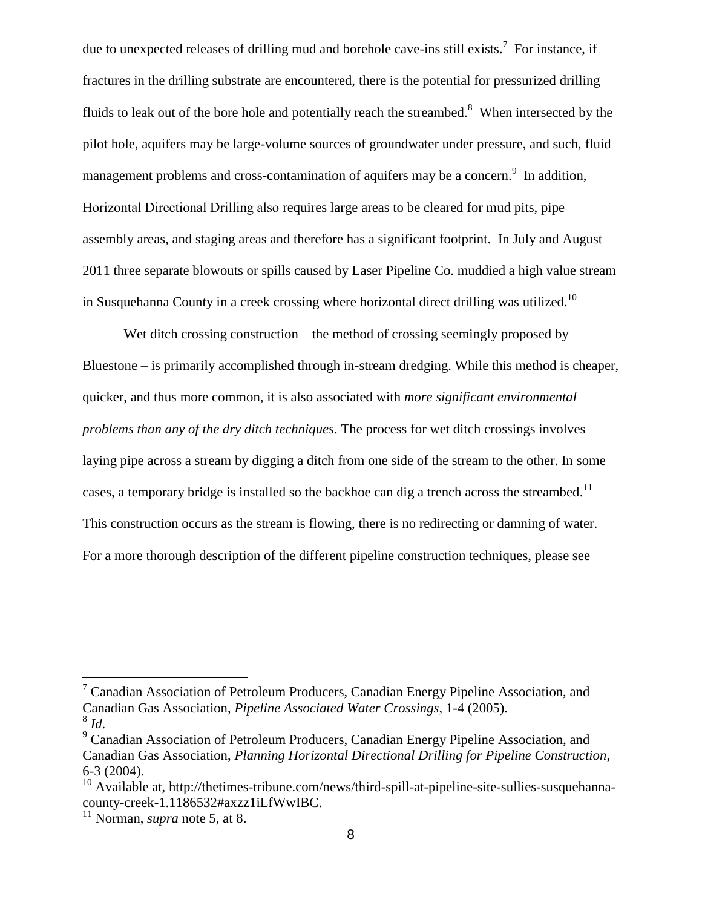due to unexpected releases of drilling mud and borehole cave-ins still exists.[7] For instance, if fractures in the drilling substrate are encountered, there is the potential for pressurized drilling fluids to leak out of the bore hole and potentially reach the streambed.[8] When intersected by the pilot hole, aquifers may be large-volume sources of groundwater under pressure, and such, fluid management problems and cross-contamination of aquifers may be a concern.[9] In addition, Horizontal Directional Drilling also requires large areas to be cleared for mud pits, pipe assembly areas, and staging areas and therefore has a significant footprint. In July and August 2011 three separate blowouts or spills caused by Laser Pipeline Co. muddied a high value stream in Susquehanna County in a creek crossing where horizontal direct drilling was utilized.[10]

Wet ditch crossing construction – the method of crossing seemingly proposed by Bluestone – is primarily accomplished through in-stream dredging. While this method is cheaper, quicker, and thus more common, it is also associated with *more significant environmental problems than any of the dry ditch techniques*. The process for wet ditch crossings involves laying pipe across a stream by digging a ditch from one side of the stream to the other. In some cases, a temporary bridge is installed so the backhoe can dig a trench across the streambed.[11] This construction occurs as the stream is flowing, there is no redirecting or damning of water. For a more thorough description of the different pipeline construction techniques, please see

---

[7] Canadian Association of Petroleum Producers, Canadian Energy Pipeline Association, and Canadian Gas Association, *Pipeline Associated Water Crossings*, 1-4 (2005).

[8] *Id*.

[9] Canadian Association of Petroleum Producers, Canadian Energy Pipeline Association, and Canadian Gas Association, *Planning Horizontal Directional Drilling for Pipeline Construction*, 6-3 (2004).

[10] Available at, http://thetimes-tribune.com/news/third-spill-at-pipeline-site-sullies-susquehanna-county-creek-1.1186532#axzz1iLfWwIBC.

[11] Norman, *supra* note 5, at 8.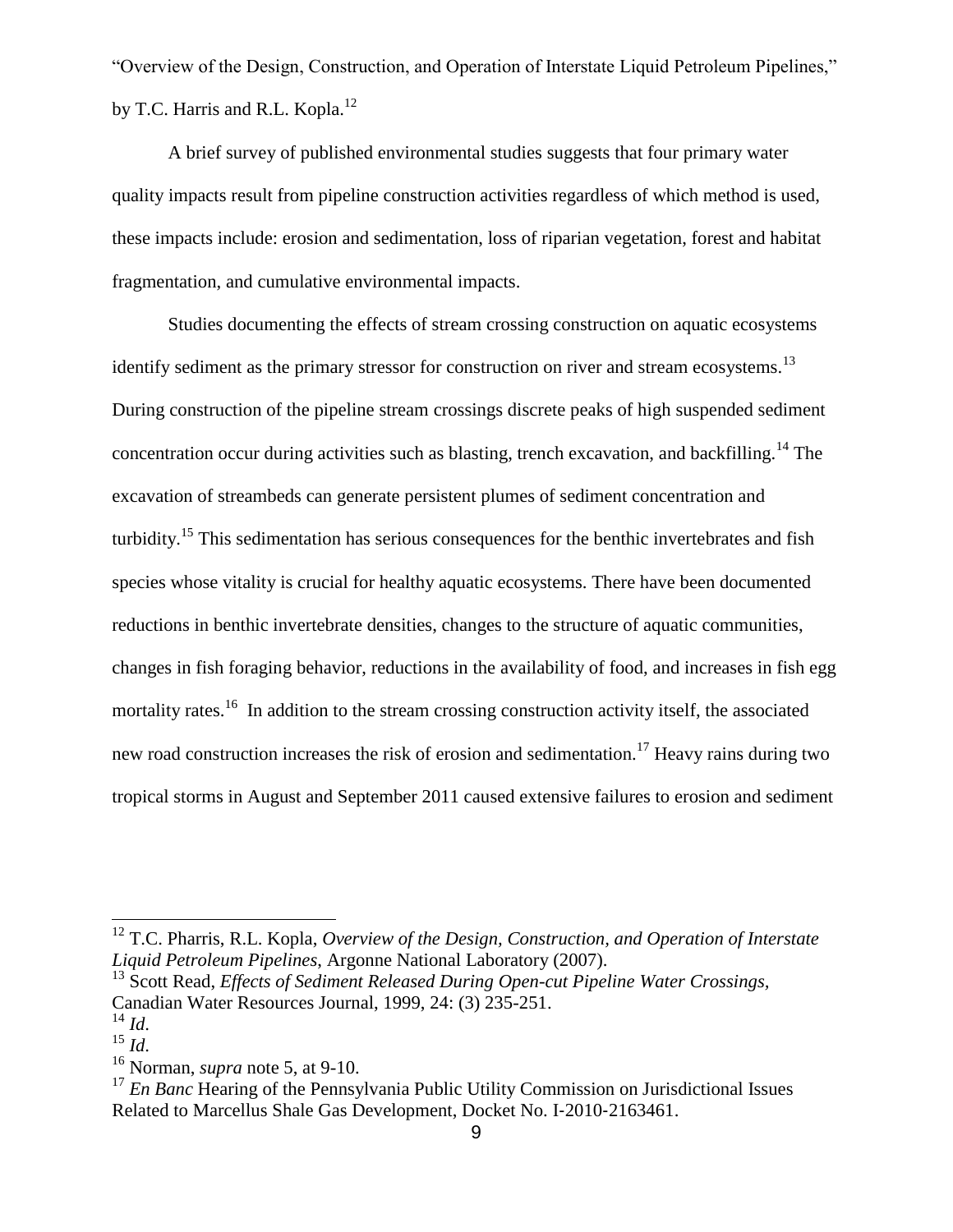"Overview of the Design, Construction, and Operation of Interstate Liquid Petroleum Pipelines," by T.C. Harris and R.L. Kopla.[12]

A brief survey of published environmental studies suggests that four primary water quality impacts result from pipeline construction activities regardless of which method is used, these impacts include: erosion and sedimentation, loss of riparian vegetation, forest and habitat fragmentation, and cumulative environmental impacts.

Studies documenting the effects of stream crossing construction on aquatic ecosystems identify sediment as the primary stressor for construction on river and stream ecosystems.[13] During construction of the pipeline stream crossings discrete peaks of high suspended sediment concentration occur during activities such as blasting, trench excavation, and backfilling.[14] The excavation of streambeds can generate persistent plumes of sediment concentration and turbidity.[15] This sedimentation has serious consequences for the benthic invertebrates and fish species whose vitality is crucial for healthy aquatic ecosystems. There have been documented reductions in benthic invertebrate densities, changes to the structure of aquatic communities, changes in fish foraging behavior, reductions in the availability of food, and increases in fish egg mortality rates.[16] In addition to the stream crossing construction activity itself, the associated new road construction increases the risk of erosion and sedimentation.[17] Heavy rains during two tropical storms in August and September 2011 caused extensive failures to erosion and sediment

---

[12] T.C. Pharris, R.L. Kopla, *Overview of the Design, Construction, and Operation of Interstate Liquid Petroleum Pipelines*, Argonne National Laboratory (2007).

[13] Scott Read, *Effects of Sediment Released During Open-cut Pipeline Water Crossings*, Canadian Water Resources Journal, 1999, 24: (3) 235-251.

[14] *Id*.

[15] *Id*.

[16] Norman, *supra* note 5, at 9-10.

[17] *En Banc* Hearing of the Pennsylvania Public Utility Commission on Jurisdictional Issues Related to Marcellus Shale Gas Development, Docket No. I-2010-2163461.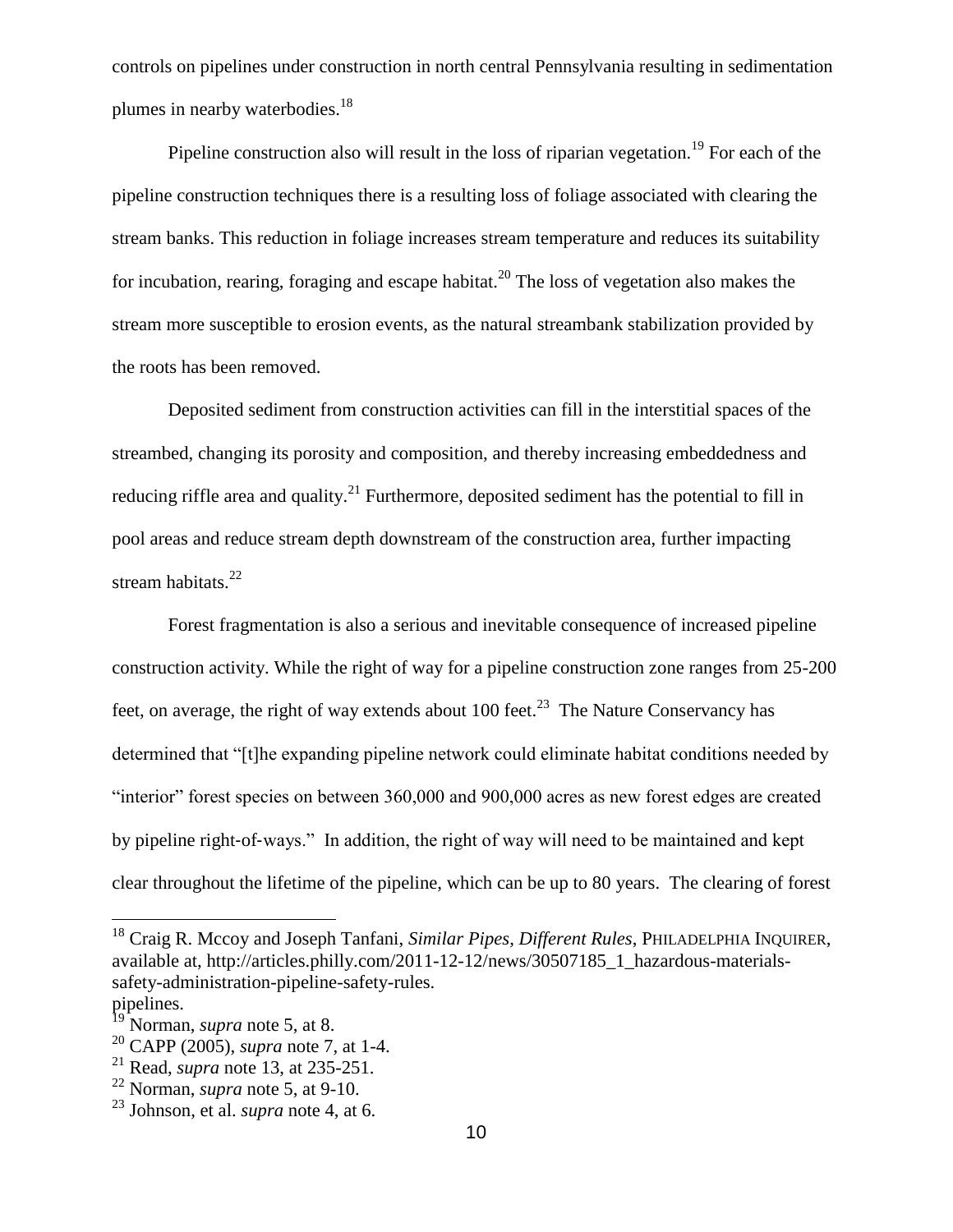controls on pipelines under construction in north central Pennsylvania resulting in sedimentation plumes in nearby waterbodies.[18]

Pipeline construction also will result in the loss of riparian vegetation.[19] For each of the pipeline construction techniques there is a resulting loss of foliage associated with clearing the stream banks. This reduction in foliage increases stream temperature and reduces its suitability for incubation, rearing, foraging and escape habitat.[20] The loss of vegetation also makes the stream more susceptible to erosion events, as the natural streambank stabilization provided by the roots has been removed.

Deposited sediment from construction activities can fill in the interstitial spaces of the streambed, changing its porosity and composition, and thereby increasing embeddedness and reducing riffle area and quality.[21] Furthermore, deposited sediment has the potential to fill in pool areas and reduce stream depth downstream of the construction area, further impacting stream habitats.[22]

Forest fragmentation is also a serious and inevitable consequence of increased pipeline construction activity. While the right of way for a pipeline construction zone ranges from 25-200 feet, on average, the right of way extends about 100 feet.[23] The Nature Conservancy has determined that "[t]he expanding pipeline network could eliminate habitat conditions needed by "interior" forest species on between 360,000 and 900,000 acres as new forest edges are created by pipeline right-of-ways." In addition, the right of way will need to be maintained and kept clear throughout the lifetime of the pipeline, which can be up to 80 years. The clearing of forest

---

[18] Craig R. Mccoy and Joseph Tanfani, *Similar Pipes, Different Rules*, PHILADELPHIA INQUIRER, available at, http://articles.philly.com/2011-12-12/news/30507185_1_hazardous-materials-safety-administration-pipeline-safety-rules.
pipelines.

[19] Norman, *supra* note 5, at 8.

[20] CAPP (2005), *supra* note 7, at 1-4.

[21] Read, *supra* note 13, at 235-251.

[22] Norman, *supra* note 5, at 9-10.

[23] Johnson, et al. *supra* note 4, at 6.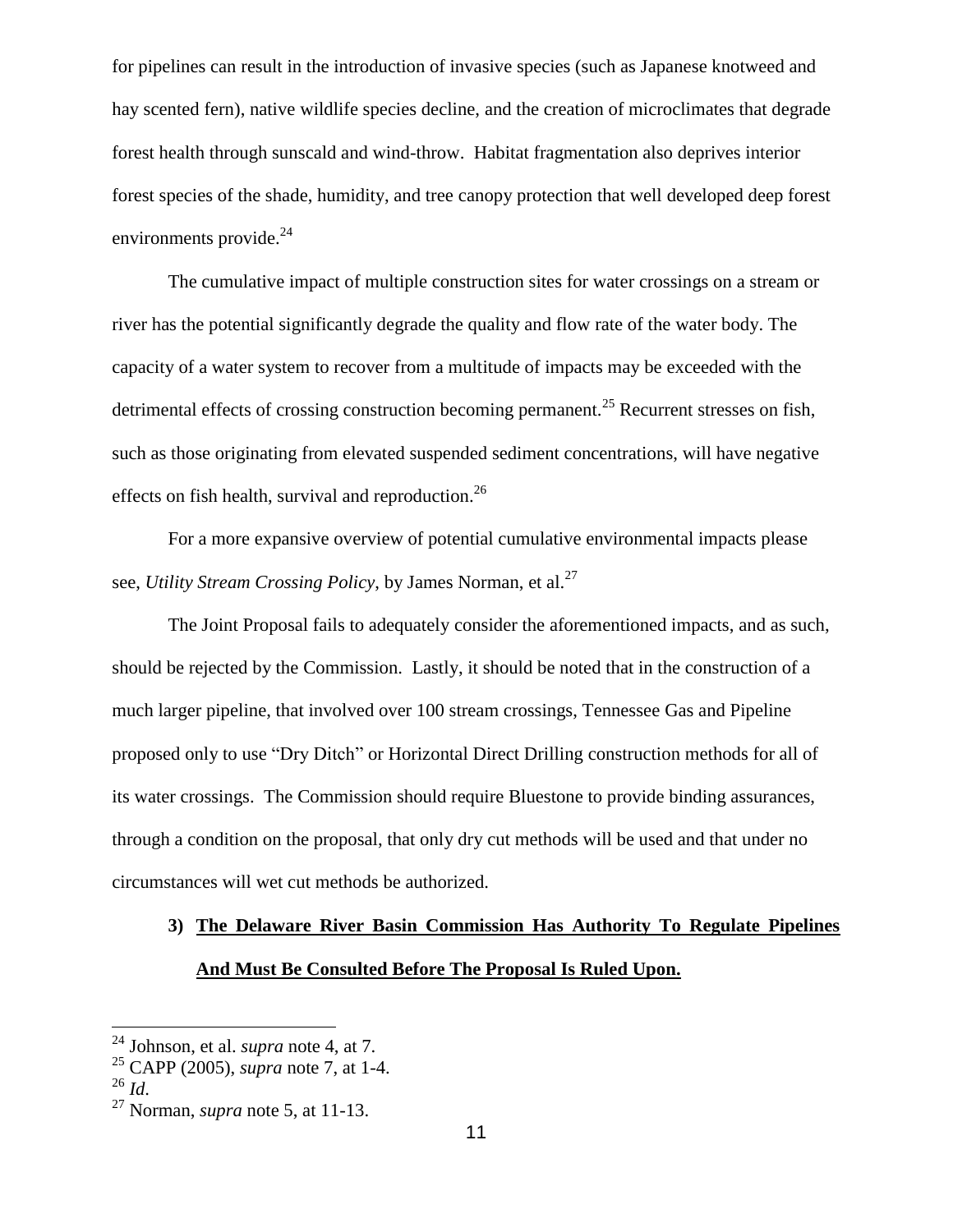for pipelines can result in the introduction of invasive species (such as Japanese knotweed and hay scented fern), native wildlife species decline, and the creation of microclimates that degrade forest health through sunscald and wind-throw. Habitat fragmentation also deprives interior forest species of the shade, humidity, and tree canopy protection that well developed deep forest environments provide.[24]

The cumulative impact of multiple construction sites for water crossings on a stream or river has the potential significantly degrade the quality and flow rate of the water body. The capacity of a water system to recover from a multitude of impacts may be exceeded with the detrimental effects of crossing construction becoming permanent.[25] Recurrent stresses on fish, such as those originating from elevated suspended sediment concentrations, will have negative effects on fish health, survival and reproduction.[26]

For a more expansive overview of potential cumulative environmental impacts please see, *Utility Stream Crossing Policy*, by James Norman, et al.[27]

The Joint Proposal fails to adequately consider the aforementioned impacts, and as such, should be rejected by the Commission. Lastly, it should be noted that in the construction of a much larger pipeline, that involved over 100 stream crossings, Tennessee Gas and Pipeline proposed only to use "Dry Ditch" or Horizontal Direct Drilling construction methods for all of its water crossings. The Commission should require Bluestone to provide binding assurances, through a condition on the proposal, that only dry cut methods will be used and that under no circumstances will wet cut methods be authorized.

### 3) **The Delaware River Basin Commission Has Authority To Regulate Pipelines And Must Be Consulted Before The Proposal Is Ruled Upon.**

---

[24] Johnson, et al. *supra* note 4, at 7.

[25] CAPP (2005), *supra* note 7, at 1-4.

[26] *Id*.

[27] Norman, *supra* note 5, at 11-13.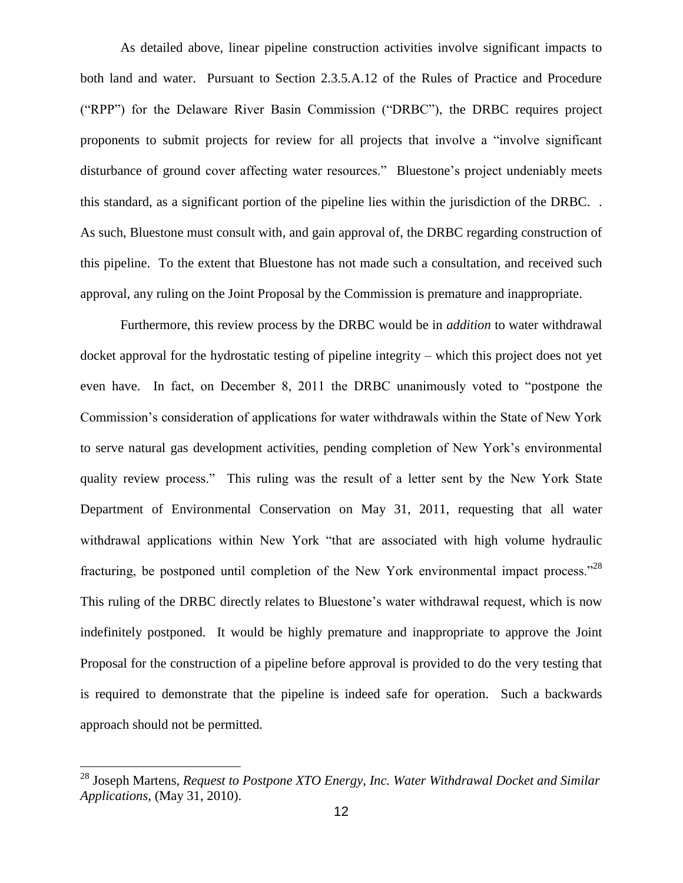As detailed above, linear pipeline construction activities involve significant impacts to both land and water. Pursuant to Section 2.3.5.A.12 of the Rules of Practice and Procedure ("RPP") for the Delaware River Basin Commission ("DRBC"), the DRBC requires project proponents to submit projects for review for all projects that involve a "involve significant disturbance of ground cover affecting water resources." Bluestone's project undeniably meets this standard, as a significant portion of the pipeline lies within the jurisdiction of the DRBC. . As such, Bluestone must consult with, and gain approval of, the DRBC regarding construction of this pipeline. To the extent that Bluestone has not made such a consultation, and received such approval, any ruling on the Joint Proposal by the Commission is premature and inappropriate.

Furthermore, this review process by the DRBC would be in *addition* to water withdrawal docket approval for the hydrostatic testing of pipeline integrity – which this project does not yet even have. In fact, on December 8, 2011 the DRBC unanimously voted to "postpone the Commission's consideration of applications for water withdrawals within the State of New York to serve natural gas development activities, pending completion of New York's environmental quality review process." This ruling was the result of a letter sent by the New York State Department of Environmental Conservation on May 31, 2011, requesting that all water withdrawal applications within New York "that are associated with high volume hydraulic fracturing, be postponed until completion of the New York environmental impact process."[28] This ruling of the DRBC directly relates to Bluestone's water withdrawal request, which is now indefinitely postponed. It would be highly premature and inappropriate to approve the Joint Proposal for the construction of a pipeline before approval is provided to do the very testing that is required to demonstrate that the pipeline is indeed safe for operation. Such a backwards approach should not be permitted.

[28] Joseph Martens, *Request to Postpone XTO Energy, Inc. Water Withdrawal Docket and Similar Applications*, (May 31, 2010).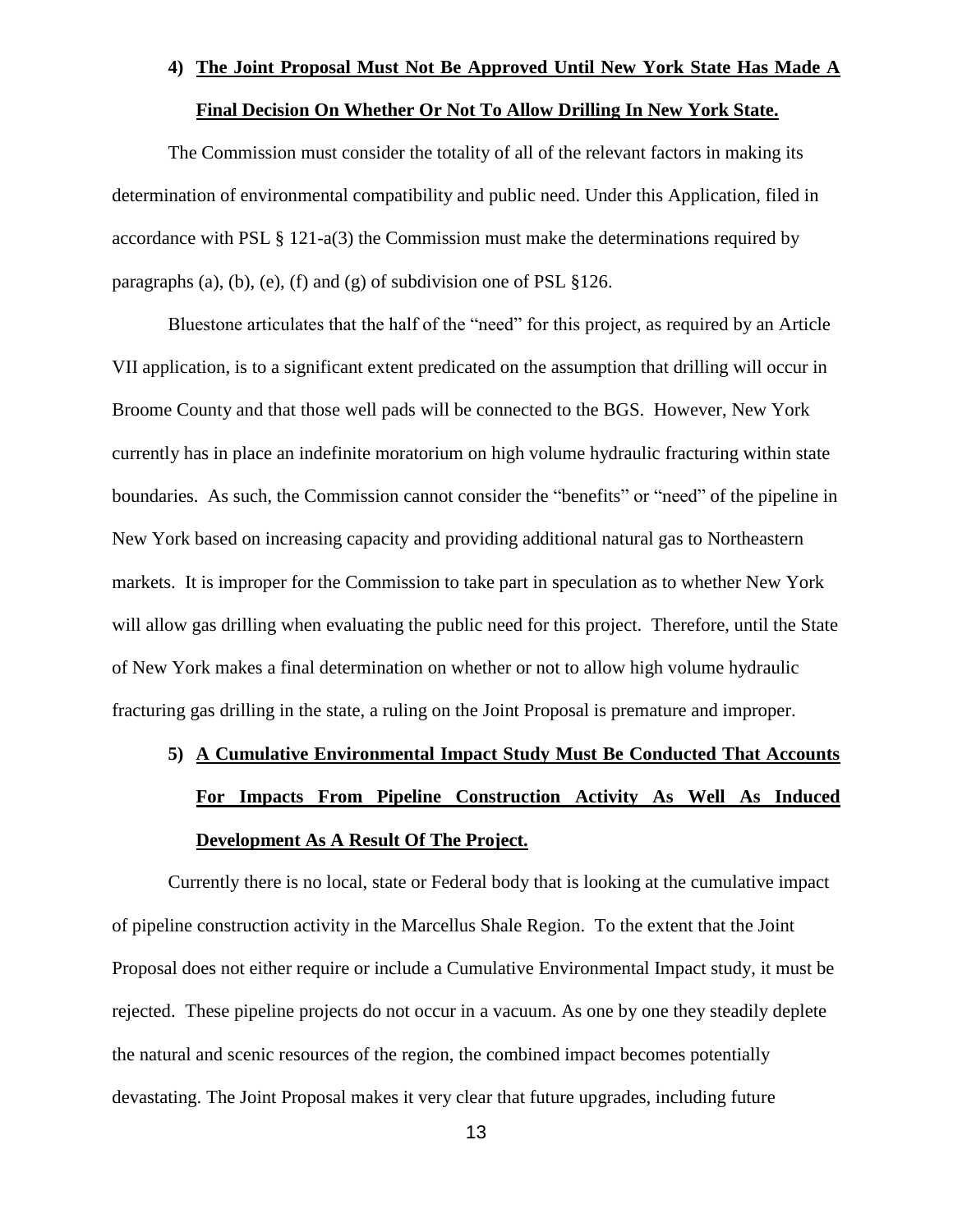4) **The Joint Proposal Must Not Be Approved Until New York State Has Made A Final Decision On Whether Or Not To Allow Drilling In New York State.**

The Commission must consider the totality of all of the relevant factors in making its determination of environmental compatibility and public need. Under this Application, filed in accordance with PSL § 121-a(3) the Commission must make the determinations required by paragraphs (a), (b), (e), (f) and (g) of subdivision one of PSL §126.

Bluestone articulates that the half of the "need" for this project, as required by an Article VII application, is to a significant extent predicated on the assumption that drilling will occur in Broome County and that those well pads will be connected to the BGS. However, New York currently has in place an indefinite moratorium on high volume hydraulic fracturing within state boundaries. As such, the Commission cannot consider the "benefits" or "need" of the pipeline in New York based on increasing capacity and providing additional natural gas to Northeastern markets. It is improper for the Commission to take part in speculation as to whether New York will allow gas drilling when evaluating the public need for this project. Therefore, until the State of New York makes a final determination on whether or not to allow high volume hydraulic fracturing gas drilling in the state, a ruling on the Joint Proposal is premature and improper.

5) **A Cumulative Environmental Impact Study Must Be Conducted That Accounts For Impacts From Pipeline Construction Activity As Well As Induced Development As A Result Of The Project.**

Currently there is no local, state or Federal body that is looking at the cumulative impact of pipeline construction activity in the Marcellus Shale Region. To the extent that the Joint Proposal does not either require or include a Cumulative Environmental Impact study, it must be rejected. These pipeline projects do not occur in a vacuum. As one by one they steadily deplete the natural and scenic resources of the region, the combined impact becomes potentially devastating. The Joint Proposal makes it very clear that future upgrades, including future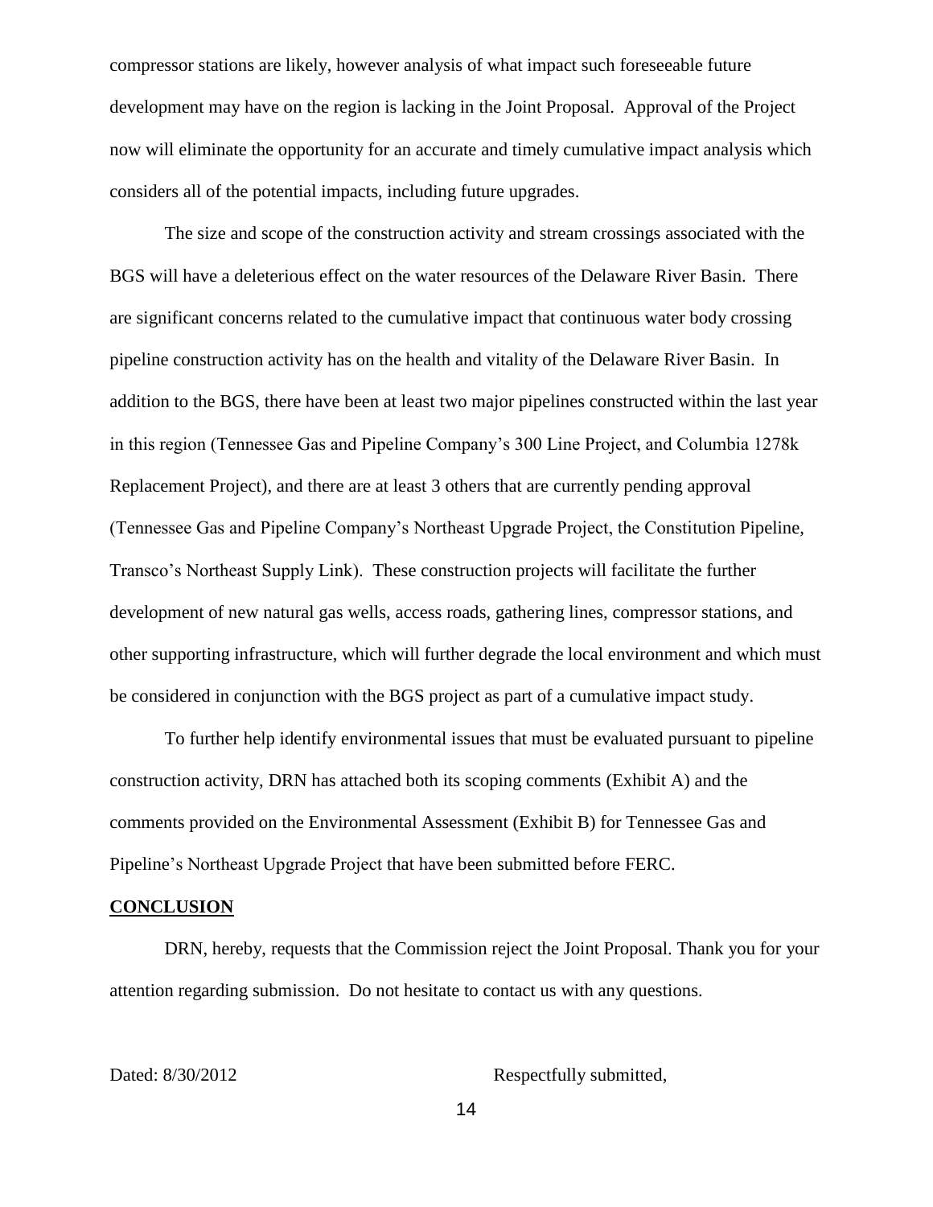compressor stations are likely, however analysis of what impact such foreseeable future development may have on the region is lacking in the Joint Proposal. Approval of the Project now will eliminate the opportunity for an accurate and timely cumulative impact analysis which considers all of the potential impacts, including future upgrades.

The size and scope of the construction activity and stream crossings associated with the BGS will have a deleterious effect on the water resources of the Delaware River Basin. There are significant concerns related to the cumulative impact that continuous water body crossing pipeline construction activity has on the health and vitality of the Delaware River Basin. In addition to the BGS, there have been at least two major pipelines constructed within the last year in this region (Tennessee Gas and Pipeline Company's 300 Line Project, and Columbia 1278k Replacement Project), and there are at least 3 others that are currently pending approval (Tennessee Gas and Pipeline Company's Northeast Upgrade Project, the Constitution Pipeline, Transco's Northeast Supply Link). These construction projects will facilitate the further development of new natural gas wells, access roads, gathering lines, compressor stations, and other supporting infrastructure, which will further degrade the local environment and which must be considered in conjunction with the BGS project as part of a cumulative impact study.

To further help identify environmental issues that must be evaluated pursuant to pipeline construction activity, DRN has attached both its scoping comments (Exhibit A) and the comments provided on the Environmental Assessment (Exhibit B) for Tennessee Gas and Pipeline's Northeast Upgrade Project that have been submitted before FERC.

**CONCLUSION**

DRN, hereby, requests that the Commission reject the Joint Proposal. Thank you for your attention regarding submission. Do not hesitate to contact us with any questions.

Dated: 8/30/2012 Respectfully submitted,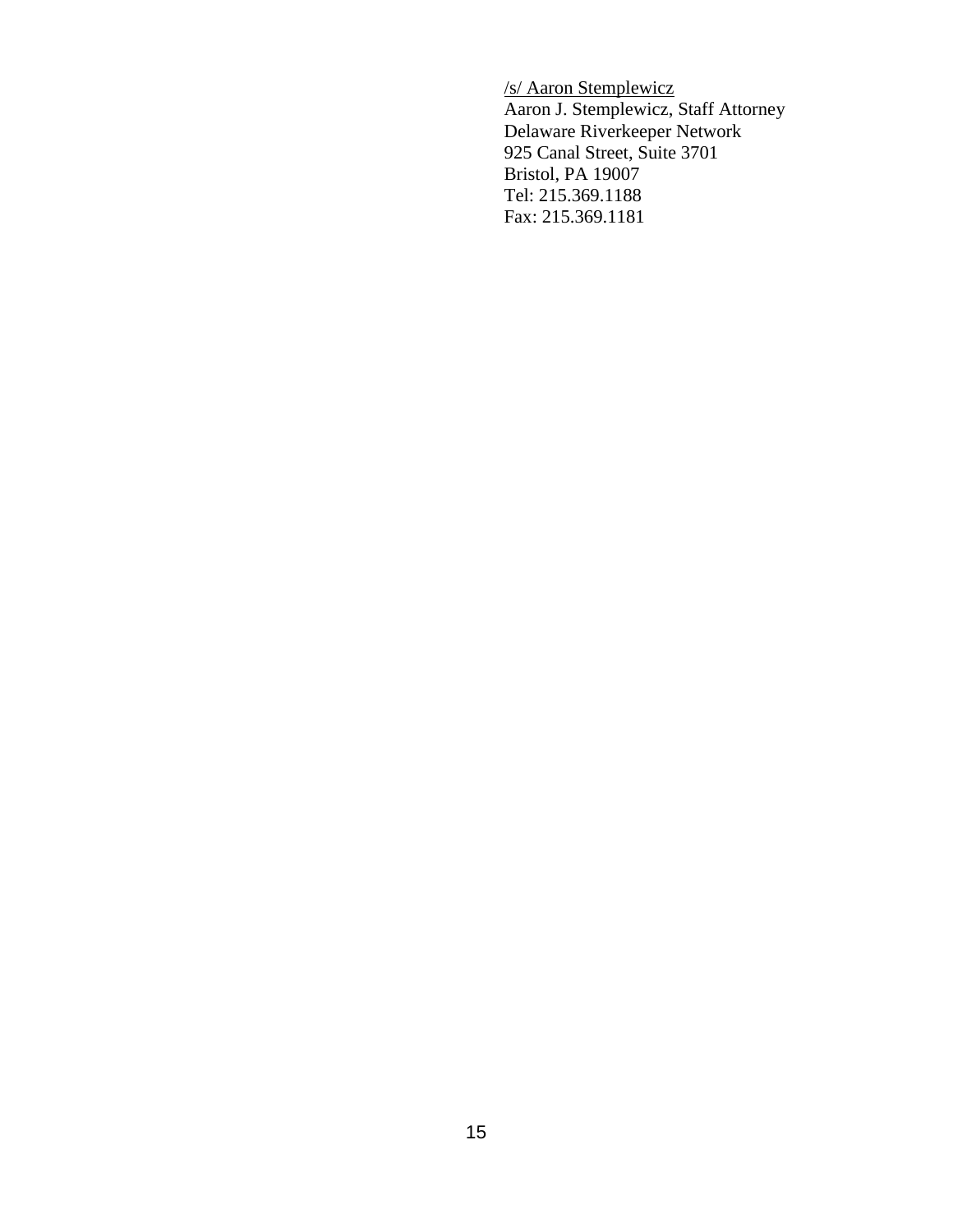<u>/s/ Aaron Stemplewicz</u>
Aaron J. Stemplewicz, Staff Attorney
Delaware Riverkeeper Network
925 Canal Street, Suite 3701
Bristol, PA 19007
Tel: 215.369.1188
Fax: 215.369.1181